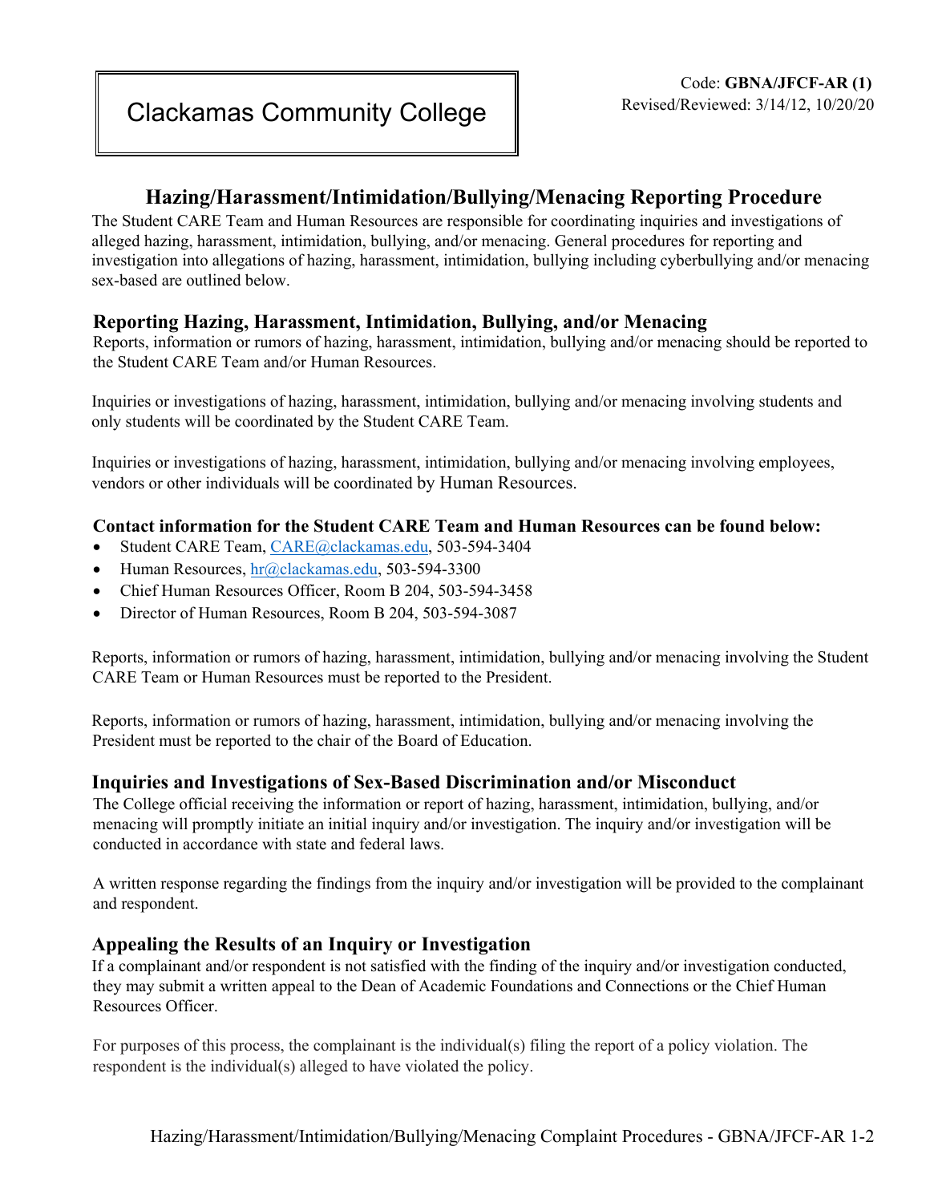Clackamas Community College

Code: **GBNA/JFCF-AR (1)**
Revised/Reviewed: 3/14/12, 10/20/20

# Hazing/Harassment/Intimidation/Bullying/Menacing Reporting Procedure

The Student CARE Team and Human Resources are responsible for coordinating inquiries and investigations of alleged hazing, harassment, intimidation, bullying, and/or menacing. General procedures for reporting and investigation into allegations of hazing, harassment, intimidation, bullying including cyberbullying and/or menacing sex-based are outlined below.

## Reporting Hazing, Harassment, Intimidation, Bullying, and/or Menacing

Reports, information or rumors of hazing, harassment, intimidation, bullying and/or menacing should be reported to the Student CARE Team and/or Human Resources.

Inquiries or investigations of hazing, harassment, intimidation, bullying and/or menacing involving students and only students will be coordinated by the Student CARE Team.

Inquiries or investigations of hazing, harassment, intimidation, bullying and/or menacing involving employees, vendors or other individuals will be coordinated by Human Resources.

**Contact information for the Student CARE Team and Human Resources can be found below:**

- Student CARE Team, CARE@clackamas.edu, 503-594-3404
- Human Resources, hr@clackamas.edu, 503-594-3300
- Chief Human Resources Officer, Room B 204, 503-594-3458
- Director of Human Resources, Room B 204, 503-594-3087

Reports, information or rumors of hazing, harassment, intimidation, bullying and/or menacing involving the Student CARE Team or Human Resources must be reported to the President.

Reports, information or rumors of hazing, harassment, intimidation, bullying and/or menacing involving the President must be reported to the chair of the Board of Education.

## Inquiries and Investigations of Sex-Based Discrimination and/or Misconduct

The College official receiving the information or report of hazing, harassment, intimidation, bullying, and/or menacing will promptly initiate an initial inquiry and/or investigation. The inquiry and/or investigation will be conducted in accordance with state and federal laws.

A written response regarding the findings from the inquiry and/or investigation will be provided to the complainant and respondent.

## Appealing the Results of an Inquiry or Investigation

If a complainant and/or respondent is not satisfied with the finding of the inquiry and/or investigation conducted, they may submit a written appeal to the Dean of Academic Foundations and Connections or the Chief Human Resources Officer.

For purposes of this process, the complainant is the individual(s) filing the report of a policy violation. The respondent is the individual(s) alleged to have violated the policy.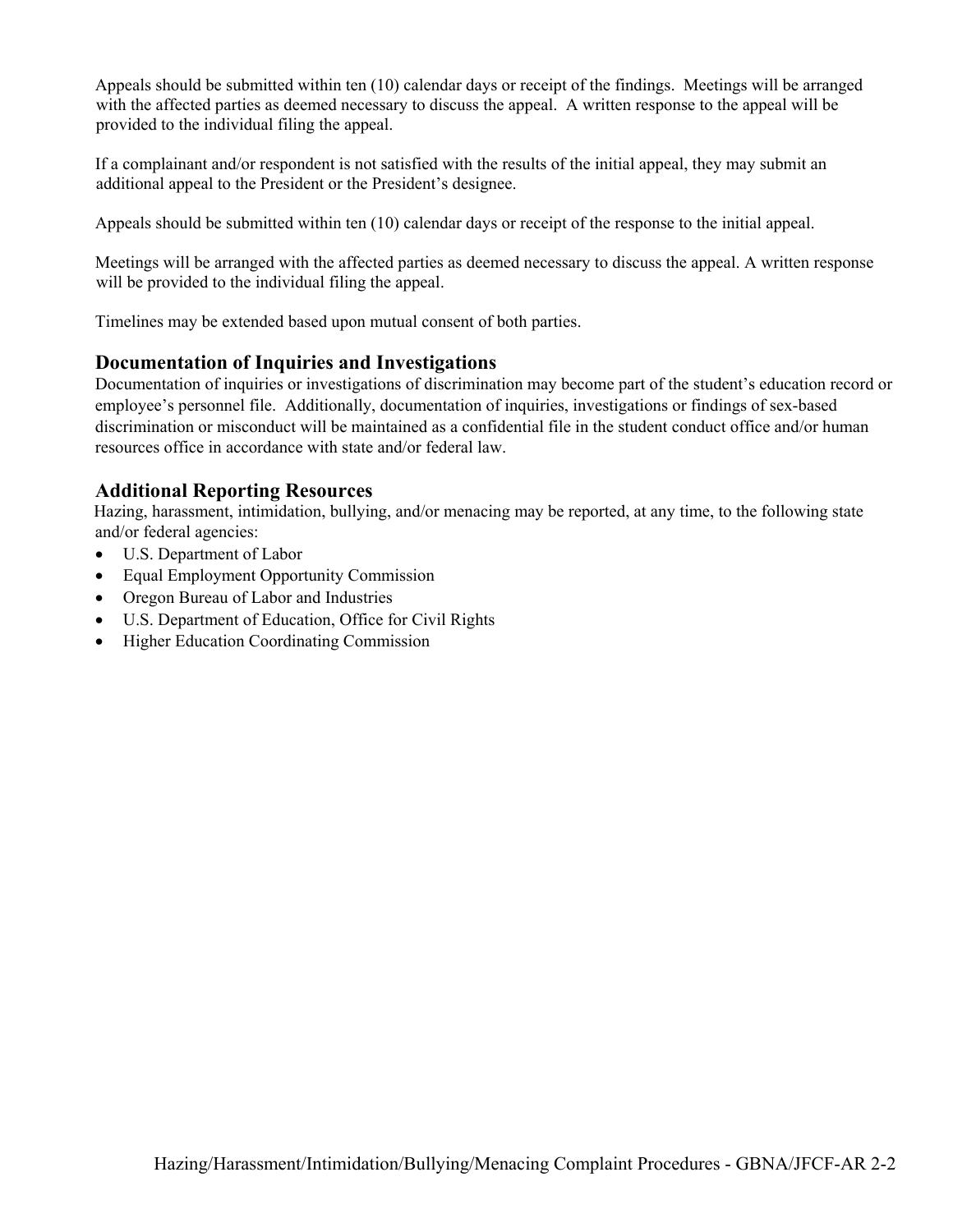Appeals should be submitted within ten (10) calendar days or receipt of the findings. Meetings will be arranged with the affected parties as deemed necessary to discuss the appeal. A written response to the appeal will be provided to the individual filing the appeal.

If a complainant and/or respondent is not satisfied with the results of the initial appeal, they may submit an additional appeal to the President or the President's designee.

Appeals should be submitted within ten (10) calendar days or receipt of the response to the initial appeal.

Meetings will be arranged with the affected parties as deemed necessary to discuss the appeal. A written response will be provided to the individual filing the appeal.

Timelines may be extended based upon mutual consent of both parties.

## Documentation of Inquiries and Investigations

Documentation of inquiries or investigations of discrimination may become part of the student's education record or employee's personnel file. Additionally, documentation of inquiries, investigations or findings of sex-based discrimination or misconduct will be maintained as a confidential file in the student conduct office and/or human resources office in accordance with state and/or federal law.

## Additional Reporting Resources

Hazing, harassment, intimidation, bullying, and/or menacing may be reported, at any time, to the following state and/or federal agencies:

- U.S. Department of Labor
- Equal Employment Opportunity Commission
- Oregon Bureau of Labor and Industries
- U.S. Department of Education, Office for Civil Rights
- Higher Education Coordinating Commission